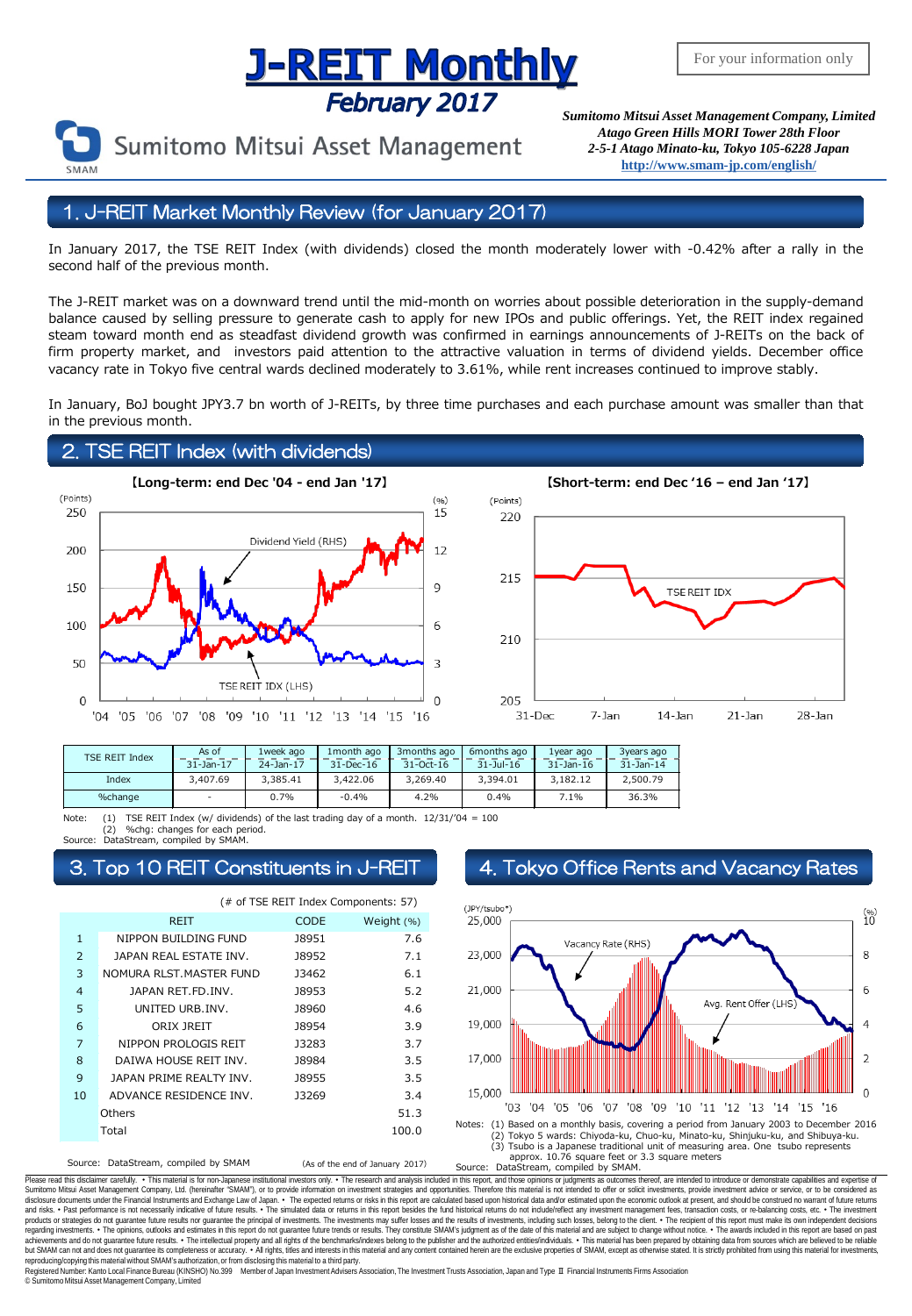# J-REIT Monthly

## *February 2017*

For your information only

Sumitomo Mitsui Asset Management

***Sumitomo Mitsui Asset Management Company, Limited***
***Atago Green Hills MORI Tower 28th Floor***
***2-5-1 Atago Minato-ku, Tokyo 105-6228 Japan***
**http://www.smam-jp.com/english/**

## 1. J-REIT Market Monthly Review (for January 2017)

In January 2017, the TSE REIT Index (with dividends) closed the month moderately lower with -0.42% after a rally in the second half of the previous month.

The J-REIT market was on a downward trend until the mid-month on worries about possible deterioration in the supply-demand balance caused by selling pressure to generate cash to apply for new IPOs and public offerings. Yet, the REIT index regained steam toward month end as steadfast dividend growth was confirmed in earnings announcements of J-REITs on the back of firm property market, and investors paid attention to the attractive valuation in terms of dividend yields. December office vacancy rate in Tokyo five central wards declined moderately to 3.61%, while rent increases continued to improve stably.

In January, BoJ bought JPY3.7 bn worth of J-REITs, by three time purchases and each purchase amount was smaller than that in the previous month.

## 2. TSE REIT Index (with dividends)

**【Long-term: end Dec '04 - end Jan '17】**

**【Short-term: end Dec '16 – end Jan '17】**

| TSE REIT Index | As of 31-Jan-17 | 1week ago 24-Jan-17 | 1month ago 31-Dec-16 | 3months ago 31-Oct-16 | 6months ago 31-Jul-16 | 1year ago 31-Jan-16 | 3years ago 31-Jan-14 |
|---|---|---|---|---|---|---|---|
| Index | 3,407.69 | 3,385.41 | 3,422.06 | 3,269.40 | 3,394.01 | 3,182.12 | 2,500.79 |
| %change | - | 0.7% | -0.4% | 4.2% | 0.4% | 7.1% | 36.3% |

Note: (1) TSE REIT Index (w/ dividends) of the last trading day of a month. 12/31/'04 = 100
(2) %chg: changes for each period.
Source: DataStream, compiled by SMAM.

## 3. Top 10 REIT Constituents in J-REIT

(# of TSE REIT Index Components: 57)

| | REIT | CODE | Weight (%) |
|---|---|---|---|
| 1 | NIPPON BUILDING FUND | J8951 | 7.6 |
| 2 | JAPAN REAL ESTATE INV. | J8952 | 7.1 |
| 3 | NOMURA RLST.MASTER FUND | J3462 | 6.1 |
| 4 | JAPAN RET.FD.INV. | J8953 | 5.2 |
| 5 | UNITED URB.INV. | J8960 | 4.6 |
| 6 | ORIX JREIT | J8954 | 3.9 |
| 7 | NIPPON PROLOGIS REIT | J3283 | 3.7 |
| 8 | DAIWA HOUSE REIT INV. | J8984 | 3.5 |
| 9 | JAPAN PRIME REALTY INV. | J8955 | 3.5 |
| 10 | ADVANCE RESIDENCE INV. | J3269 | 3.4 |
| | Others | | 51.3 |
| | Total | | 100.0 |

Source: DataStream, compiled by SMAM (As of the end of January 2017)

## 4. Tokyo Office Rents and Vacancy Rates

Notes: (1) Based on a monthly basis, covering a period from January 2003 to December 2016
(2) Tokyo 5 wards: Chiyoda-ku, Chuo-ku, Minato-ku, Shinjuku-ku, and Shibuya-ku.
(3) Tsubo is a Japanese traditional unit of measuring area. One tsubo represents approx. 10.76 square feet or 3.3 square meters
Source: DataStream, compiled by SMAM.

Please read this disclaimer carefully. • This material is for non-Japanese institutional investors only. • The research and analysis included in this report, and those opinions or judgments as outcomes thereof, are intended to introduce or demonstrate capabilities and expertise of Sumitomo Mitsui Asset Management Company, Ltd. (hereinafter "SMAM"), or to provide information on investment strategies and opportunities. Therefore this material is not intended to offer or solicit investments, provide investment advice or service, or to be considered as disclosure documents under the Financial Instruments and Exchange Law of Japan. • The expected returns or risks in this report are calculated based upon historical data and/or estimated upon the economic outlook at present, and should be construed no warrant of future returns and risks. • Past performance is not necessarily indicative of future results. • The simulated data or returns in this report besides the fund historical returns do not include/reflect any investment management fees, transaction costs, or re-balancing costs, etc. • The investment products or strategies do not guarantee future results nor guarantee the principal of investments. The investments may suffer losses and the results of investments, including such losses, belong to the client. • The recipient of this report must make its own independent decisions regarding investments. • The opinions, outlooks and estimates in this report do not guarantee future trends or results. They constitute SMAM's judgment as of the date of this material and are subject to change without notice. • The awards included in this report are based on past achievements and do not guarantee future results. • The intellectual property and all rights of the benchmarks/indexes belong to the publisher and the authorized entities/individuals. • This material has been prepared by obtaining data from sources which are believed to be reliable but SMAM can not and does not guarantee its completeness or accuracy. • All rights, titles and interests in this material and any content contained herein are the exclusive properties of SMAM, except as otherwise stated. It is strictly prohibited from using this material for investments, reproducing/copying this material without SMAM's authorization, or from disclosing this material to a third party.
Registered Number: Kanto Local Finance Bureau (KINSHO) No.399 Member of Japan Investment Advisers Association, The Investment Trusts Association, Japan and Type Ⅱ Financial Instruments Firms Association
© Sumitomo Mitsui Asset Management Company, Limited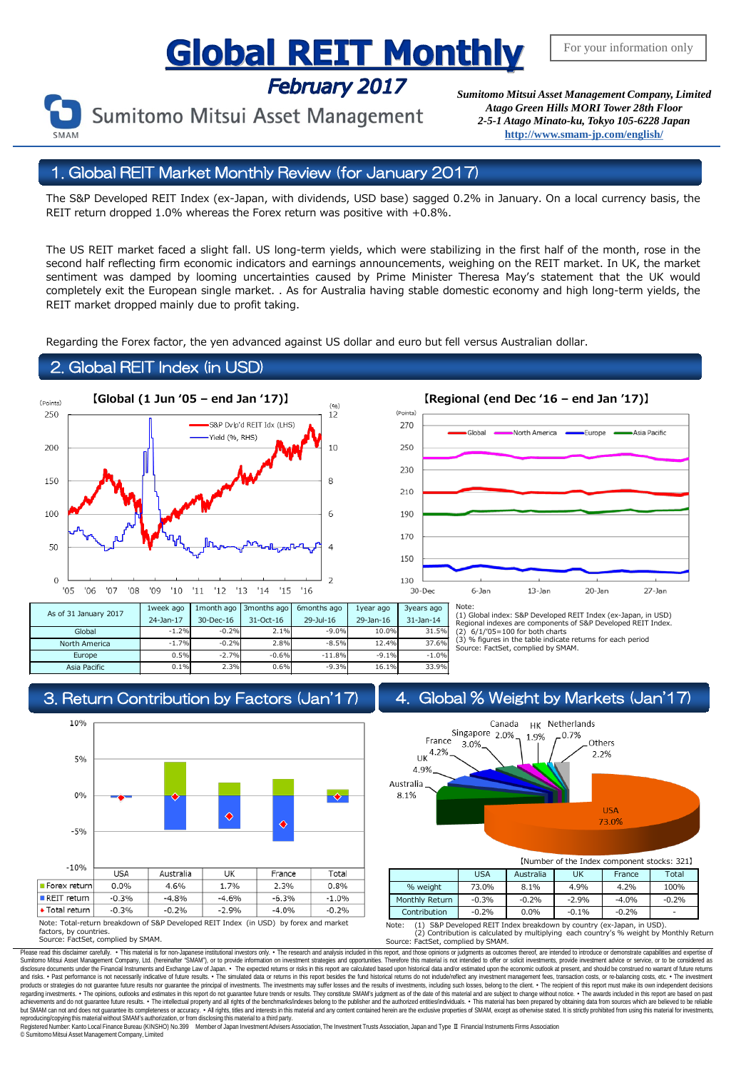# Global REIT Monthly

*February 2017*

For your information only

Sumitomo Mitsui Asset Management

***Sumitomo Mitsui Asset Management Company, Limited***
***Atago Green Hills MORI Tower 28th Floor***
***2-5-1 Atago Minato-ku, Tokyo 105-6228 Japan***
**http://www.smam-jp.com/english/**

## 1. Global REIT Market Monthly Review (for January 2017)

The S&P Developed REIT Index (ex-Japan, with dividends, USD base) sagged 0.2% in January. On a local currency basis, the REIT return dropped 1.0% whereas the Forex return was positive with +0.8%.

The US REIT market faced a slight fall. US long-term yields, which were stabilizing in the first half of the month, rose in the second half reflecting firm economic indicators and earnings announcements, weighing on the REIT market. In UK, the market sentiment was damped by looming uncertainties caused by Prime Minister Theresa May's statement that the UK would completely exit the European single market. . As for Australia having stable domestic economy and high long-term yields, the REIT market dropped mainly due to profit taking.

Regarding the Forex factor, the yen advanced against US dollar and euro but fell versus Australian dollar.

## 2. Global REIT Index (in USD)

**【Global (1 Jun '05 – end Jan '17)】**

(Points)
(%)
S&P Dvlp'd REIT Idx (LHS)
Yield (%, RHS)
250 200 150 100 50 0
12 10 8 6 4 2
'05 '06 '07 '08 '09 '10 '11 '12 '13 '14 '15 '16

**【Regional (end Dec '16 – end Jan '17)】**

(Points)
Global North America Europe Asia Pacific
270 250 230 210 190 170 150 130
30-Dec 6-Jan 13-Jan 20-Jan 27-Jan

| As of 31 January 2017 | 1week ago | 1month ago | 3months ago | 6months ago | 1year ago | 3years ago |
|---|---|---|---|---|---|---|
| | 24-Jan-17 | 30-Dec-16 | 31-Oct-16 | 29-Jul-16 | 29-Jan-16 | 31-Jan-14 |
| Global | -1.2% | -0.2% | 2.1% | -9.0% | 10.0% | 31.5% |
| North America | -1.7% | -0.2% | 2.8% | -8.5% | 12.4% | 37.6% |
| Europe | 0.5% | -2.7% | -0.6% | -11.8% | -9.1% | -1.0% |
| Asia Pacific | 0.1% | 2.3% | 0.6% | -9.3% | 16.1% | 33.9% |

Note:
(1) Global index: S&P Developed REIT Index (ex-Japan, in USD)
Regional indexes are components of S&P Developed REIT Index.
(2) 6/1/'05=100 for both charts
(3) % figures in the table indicate returns for each period
Source: FactSet, complied by SMAM.

## 3. Return Contribution by Factors (Jan'17)

10% 5% 0% -5% -10%

| | USA | Australia | UK | France | Total |
|---|---|---|---|---|---|
| Forex return | 0.0% | 4.6% | 1.7% | 2.3% | 0.8% |
| REIT return | -0.3% | -4.8% | -4.6% | -6.3% | -1.0% |
| Total return | -0.3% | -0.2% | -2.9% | -4.0% | -0.2% |

Note: Total-return breakdown of S&P Developed REIT Index (in USD) by forex and market factors, by countries.
Source: FactSet, complied by SMAM.

## 4. Global % Weight by Markets (Jan'17)

Canada 1.9%
HK 0.7%
Netherlands
Singapore 2.0%
France 3.0%
Others 2.2%
UK 4.2%
4.9%
Australia 8.1%
USA 73.0%

【Number of the Index component stocks: 321】

| | USA | Australia | UK | France | Total |
|---|---|---|---|---|---|
| % weight | 73.0% | 8.1% | 4.9% | 4.2% | 100% |
| Monthly Return | -0.3% | -0.2% | -2.9% | -4.0% | -0.2% |
| Contribution | -0.2% | 0.0% | -0.1% | -0.2% | - |

Note: (1) S&P Developed REIT Index breakdown by country (ex-Japan, in USD).
(2) Contribution is calculated by multiplying each country's % weight by Monthly Return
Source: FactSet, complied by SMAM.

Please read this disclaimer carefully. • This material is for non-Japanese institutional investors only. • The research and analysis included in this report, and those opinions or judgments as outcomes thereof, are intended to introduce or demonstrate capabilities and expertise of Sumitomo Mitsui Asset Management Company, Ltd. (hereinafter "SMAM"), or to provide information on investment strategies and opportunities. Therefore this material is not intended to offer or solicit investments, provide investment advice or service, or to be considered as disclosure documents under the Financial Instruments and Exchange Law of Japan. • The expected returns or risks in this report are calculated based upon historical data and/or estimated upon the economic outlook at present, and should be construed no warrant of future returns and risks. • Past performance is not necessarily indicative of future results. • The simulated data or returns in this report besides the fund historical returns do not include/reflect any investment management fees, transaction costs, or re-balancing costs, etc. • The investment products or strategies do not guarantee future results nor guarantee the principal of investments. The investments may suffer losses and the results of investments, including such losses, belong to the client. • The recipient of this report must make its own independent decisions regarding investments. • The opinions, outlooks and estimates in this report do not guarantee future trends or results. They constitute SMAM's judgment as of the date of this material and are subject to change without notice. • The awards included in this report are based on past achievements and do not guarantee future results. • The intellectual property and all rights of the benchmarks/indexes belong to the publisher and the authorized entities/individuals. • This material has been prepared by obtaining data from sources which are believed to be reliable but SMAM can not and does not guarantee its completeness or accuracy. • All rights, titles and interests in this material and any content contained herein are the exclusive properties of SMAM, except as otherwise stated. It is strictly prohibited from using this material for investments, reproducing/copying this material without SMAM's authorization, or from disclosing this material to a third party.
Registered Number: Kanto Local Finance Bureau (KINSHO) No.399 Member of Japan Investment Advisers Association, The Investment Trusts Association, Japan and Type II Financial Instruments Firms Association
© Sumitomo Mitsui Asset Management Company, Limited